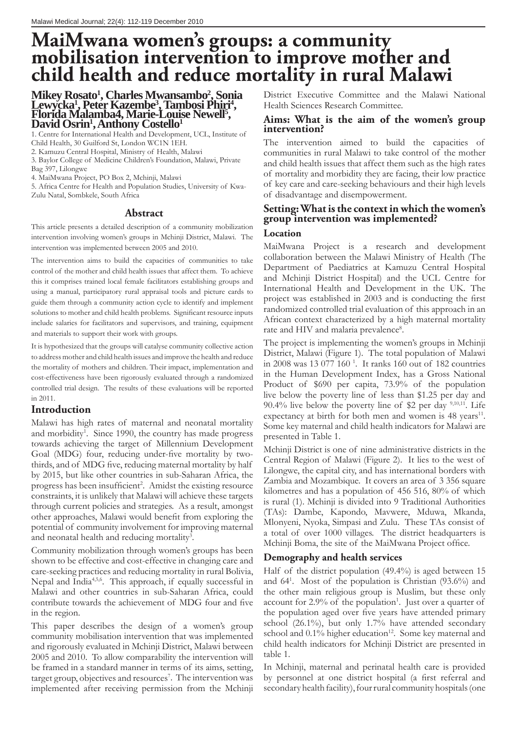# MaiMwana women's groups: a community mobilisation intervention to improve mother and child health and reduce mortality in rural Malawi

**Mikey Rosato[1], Charles Mwansambo[2], Sonia Lewycka[1], Peter Kazembe[3], Tambosi Phiri[4], Florida Malamba4, Marie-Louise Newell[5], David Osrin[1], Anthony Costello[1]**

1. Centre for International Health and Development, UCL, Institute of Child Health, 30 Guilford St, London WC1N 1EH.
2. Kamuzu Central Hospital, Ministry of Health, Malawi
3. Baylor College of Medicine Children's Foundation, Malawi, Private Bag 397, Lilongwe
4. MaiMwana Project, PO Box 2, Mchinji, Malawi
5. Africa Centre for Health and Population Studies, University of Kwa-Zulu Natal, Sombkele, South Africa

## Abstract

This article presents a detailed description of a community mobilization intervention involving women's groups in Mchinji District, Malawi. The intervention was implemented between 2005 and 2010.

The intervention aims to build the capacities of communities to take control of the mother and child health issues that affect them. To achieve this it comprises trained local female facilitators establishing groups and using a manual, participatory rural appraisal tools and picture cards to guide them through a community action cycle to identify and implement solutions to mother and child health problems. Significant resource inputs include salaries for facilitators and supervisors, and training, equipment and materials to support their work with groups.

It is hypothesized that the groups will catalyse community collective action to address mother and child health issues and improve the health and reduce the mortality of mothers and children. Their impact, implementation and cost-effectiveness have been rigorously evaluated through a randomized controlled trial design. The results of these evaluations will be reported in 2011.

## Introduction

Malawi has high rates of maternal and neonatal mortality and morbidity[1]. Since 1990, the country has made progress towards achieving the target of Millennium Development Goal (MDG) four, reducing under-five mortality by two-thirds, and of MDG five, reducing maternal mortality by half by 2015, but like other countries in sub-Saharan Africa, the progress has been insufficient[2]. Amidst the existing resource constraints, it is unlikely that Malawi will achieve these targets through current policies and strategies. As a result, amongst other approaches, Malawi would benefit from exploring the potential of community involvement for improving maternal and neonatal health and reducing mortality[3].

Community mobilization through women's groups has been shown to be effective and cost-effective in changing care and care-seeking practices and reducing mortality in rural Bolivia, Nepal and India[4,5,6]. This approach, if equally successful in Malawi and other countries in sub-Saharan Africa, could contribute towards the achievement of MDG four and five in the region.

This paper describes the design of a women's group community mobilisation intervention that was implemented and rigorously evaluated in Mchinji District, Malawi between 2005 and 2010. To allow comparability the intervention will be framed in a standard manner in terms of its aims, setting, target group, objectives and resources[7]. The intervention was implemented after receiving permission from the Mchinji District Executive Committee and the Malawi National Health Sciences Research Committee.

## Aims: What is the aim of the women's group intervention?

The intervention aimed to build the capacities of communities in rural Malawi to take control of the mother and child health issues that affect them such as the high rates of mortality and morbidity they are facing, their low practice of key care and care-seeking behaviours and their high levels of disadvantage and disempowerment.

## Setting: What is the context in which the women's group intervention was implemented?

### Location

MaiMwana Project is a research and development collaboration between the Malawi Ministry of Health (The Department of Paediatrics at Kamuzu Central Hospital and Mchinji District Hospital) and the UCL Centre for International Health and Development in the UK. The project was established in 2003 and is conducting the first randomized controlled trial evaluation of this approach in an African context characterized by a high maternal mortality rate and HIV and malaria prevalence[8].

The project is implementing the women's groups in Mchinji District, Malawi (Figure 1). The total population of Malawi in 2008 was 13 077 160 [1]. It ranks 160 out of 182 countries in the Human Development Index, has a Gross National Product of $690 per capita, 73.9% of the population live below the poverty line of less than $1.25 per day and 90.4% live below the poverty line of $2 per day [9,10,11]. Life expectancy at birth for both men and women is 48 years[11]. Some key maternal and child health indicators for Malawi are presented in Table 1.

Mchinji District is one of nine administrative districts in the Central Region of Malawi (Figure 2). It lies to the west of Lilongwe, the capital city, and has international borders with Zambia and Mozambique. It covers an area of 3 356 square kilometres and has a population of 456 516, 80% of which is rural (1). Mchinji is divided into 9 Traditional Authorities (TAs): Dambe, Kapondo, Mavwere, Mduwa, Mkanda, Mlonyeni, Nyoka, Simpasi and Zulu. These TAs consist of a total of over 1000 villages. The district headquarters is Mchinji Boma, the site of the MaiMwana Project office.

### Demography and health services

Half of the district population (49.4%) is aged between 15 and 64[1]. Most of the population is Christian (93.6%) and the other main religious group is Muslim, but these only account for 2.9% of the population[1]. Just over a quarter of the population aged over five years have attended primary school (26.1%), but only 1.7% have attended secondary school and 0.1% higher education[12]. Some key maternal and child health indicators for Mchinji District are presented in table 1.

In Mchinji, maternal and perinatal health care is provided by personnel at one district hospital (a first referral and secondary health facility), four rural community hospitals (one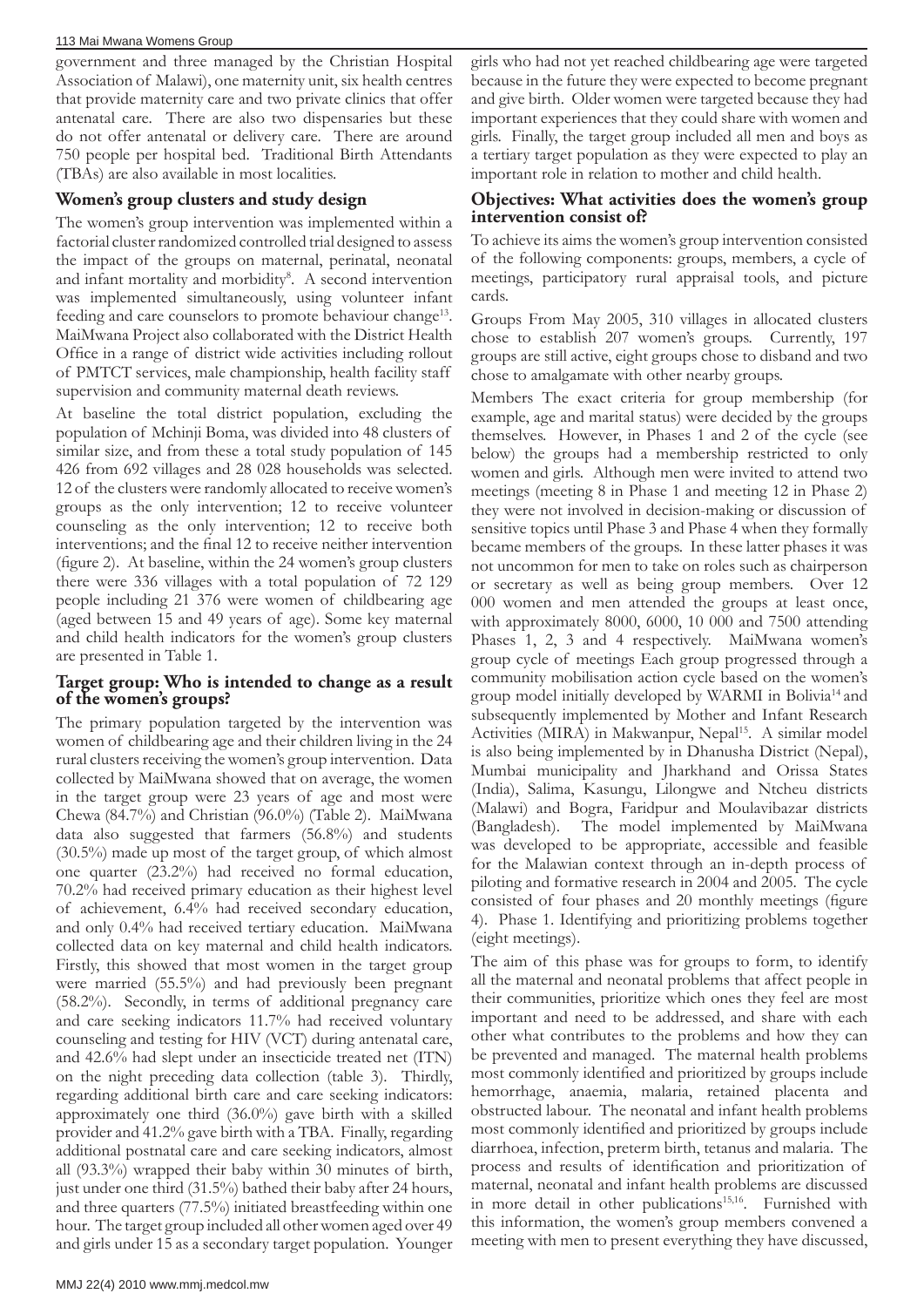government and three managed by the Christian Hospital Association of Malawi), one maternity unit, six health centres that provide maternity care and two private clinics that offer antenatal care. There are also two dispensaries but these do not offer antenatal or delivery care. There are around 750 people per hospital bed. Traditional Birth Attendants (TBAs) are also available in most localities.

## Women's group clusters and study design

The women's group intervention was implemented within a factorial cluster randomized controlled trial designed to assess the impact of the groups on maternal, perinatal, neonatal and infant mortality and morbidity[8]. A second intervention was implemented simultaneously, using volunteer infant feeding and care counselors to promote behaviour change[13]. MaiMwana Project also collaborated with the District Health Office in a range of district wide activities including rollout of PMTCT services, male championship, health facility staff supervision and community maternal death reviews.

At baseline the total district population, excluding the population of Mchinji Boma, was divided into 48 clusters of similar size, and from these a total study population of 145 426 from 692 villages and 28 028 households was selected. 12 of the clusters were randomly allocated to receive women's groups as the only intervention; 12 to receive volunteer counseling as the only intervention; 12 to receive both interventions; and the final 12 to receive neither intervention (figure 2). At baseline, within the 24 women's group clusters there were 336 villages with a total population of 72 129 people including 21 376 were women of childbearing age (aged between 15 and 49 years of age). Some key maternal and child health indicators for the women's group clusters are presented in Table 1.

## Target group: Who is intended to change as a result of the women's groups?

The primary population targeted by the intervention was women of childbearing age and their children living in the 24 rural clusters receiving the women's group intervention. Data collected by MaiMwana showed that on average, the women in the target group were 23 years of age and most were Chewa (84.7%) and Christian (96.0%) (Table 2). MaiMwana data also suggested that farmers (56.8%) and students (30.5%) made up most of the target group, of which almost one quarter (23.2%) had received no formal education, 70.2% had received primary education as their highest level of achievement, 6.4% had received secondary education, and only 0.4% had received tertiary education. MaiMwana collected data on key maternal and child health indicators. Firstly, this showed that most women in the target group were married (55.5%) and had previously been pregnant (58.2%). Secondly, in terms of additional pregnancy care and care seeking indicators 11.7% had received voluntary counseling and testing for HIV (VCT) during antenatal care, and 42.6% had slept under an insecticide treated net (ITN) on the night preceding data collection (table 3). Thirdly, regarding additional birth care and care seeking indicators: approximately one third (36.0%) gave birth with a skilled provider and 41.2% gave birth with a TBA. Finally, regarding additional postnatal care and care seeking indicators, almost all (93.3%) wrapped their baby within 30 minutes of birth, just under one third (31.5%) bathed their baby after 24 hours, and three quarters (77.5%) initiated breastfeeding within one hour. The target group included all other women aged over 49 and girls under 15 as a secondary target population. Younger girls who had not yet reached childbearing age were targeted because in the future they were expected to become pregnant and give birth. Older women were targeted because they had important experiences that they could share with women and girls. Finally, the target group included all men and boys as a tertiary target population as they were expected to play an important role in relation to mother and child health.

## Objectives: What activities does the women's group intervention consist of?

To achieve its aims the women's group intervention consisted of the following components: groups, members, a cycle of meetings, participatory rural appraisal tools, and picture cards.

Groups From May 2005, 310 villages in allocated clusters chose to establish 207 women's groups. Currently, 197 groups are still active, eight groups chose to disband and two chose to amalgamate with other nearby groups.

Members The exact criteria for group membership (for example, age and marital status) were decided by the groups themselves. However, in Phases 1 and 2 of the cycle (see below) the groups had a membership restricted to only women and girls. Although men were invited to attend two meetings (meeting 8 in Phase 1 and meeting 12 in Phase 2) they were not involved in decision-making or discussion of sensitive topics until Phase 3 and Phase 4 when they formally became members of the groups. In these latter phases it was not uncommon for men to take on roles such as chairperson or secretary as well as being group members. Over 12 000 women and men attended the groups at least once, with approximately 8000, 6000, 10 000 and 7500 attending Phases 1, 2, 3 and 4 respectively. MaiMwana women's group cycle of meetings Each group progressed through a community mobilisation action cycle based on the women's group model initially developed by WARMI in Bolivia[14] and subsequently implemented by Mother and Infant Research Activities (MIRA) in Makwanpur, Nepal[15]. A similar model is also being implemented by in Dhanusha District (Nepal), Mumbai municipality and Jharkhand and Orissa States (India), Salima, Kasungu, Lilongwe and Ntcheu districts (Malawi) and Bogra, Faridpur and Moulavibazar districts (Bangladesh). The model implemented by MaiMwana was developed to be appropriate, accessible and feasible for the Malawian context through an in-depth process of piloting and formative research in 2004 and 2005. The cycle consisted of four phases and 20 monthly meetings (figure 4). Phase 1. Identifying and prioritizing problems together (eight meetings).

The aim of this phase was for groups to form, to identify all the maternal and neonatal problems that affect people in their communities, prioritize which ones they feel are most important and need to be addressed, and share with each other what contributes to the problems and how they can be prevented and managed. The maternal health problems most commonly identified and prioritized by groups include hemorrhage, anaemia, malaria, retained placenta and obstructed labour. The neonatal and infant health problems most commonly identified and prioritized by groups include diarrhoea, infection, preterm birth, tetanus and malaria. The process and results of identification and prioritization of maternal, neonatal and infant health problems are discussed in more detail in other publications[15,16]. Furnished with this information, the women's group members convened a meeting with men to present everything they have discussed,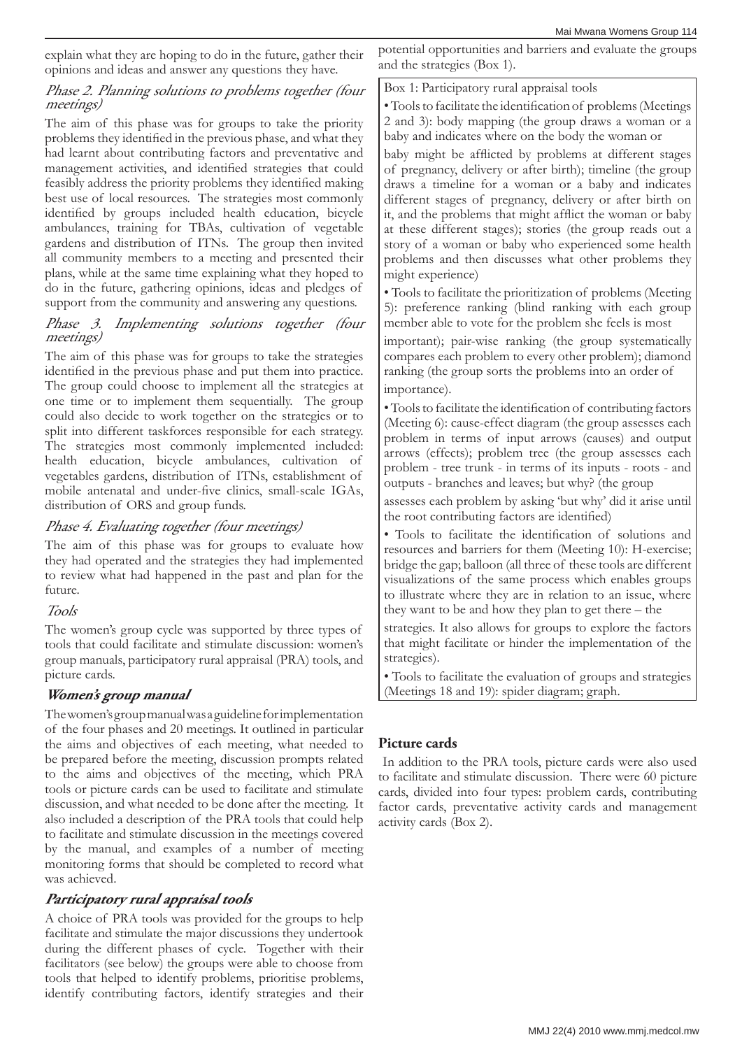explain what they are hoping to do in the future, gather their opinions and ideas and answer any questions they have.

### *Phase 2. Planning solutions to problems together (four meetings)*

The aim of this phase was for groups to take the priority problems they identified in the previous phase, and what they had learnt about contributing factors and preventative and management activities, and identified strategies that could feasibly address the priority problems they identified making best use of local resources. The strategies most commonly identified by groups included health education, bicycle ambulances, training for TBAs, cultivation of vegetable gardens and distribution of ITNs. The group then invited all community members to a meeting and presented their plans, while at the same time explaining what they hoped to do in the future, gathering opinions, ideas and pledges of support from the community and answering any questions.

### *Phase 3. Implementing solutions together (four meetings)*

The aim of this phase was for groups to take the strategies identified in the previous phase and put them into practice. The group could choose to implement all the strategies at one time or to implement them sequentially. The group could also decide to work together on the strategies or to split into different taskforces responsible for each strategy. The strategies most commonly implemented included: health education, bicycle ambulances, cultivation of vegetables gardens, distribution of ITNs, establishment of mobile antenatal and under-five clinics, small-scale IGAs, distribution of ORS and group funds.

### *Phase 4. Evaluating together (four meetings)*

The aim of this phase was for groups to evaluate how they had operated and the strategies they had implemented to review what had happened in the past and plan for the future.

### *Tools*

The women's group cycle was supported by three types of tools that could facilitate and stimulate discussion: women's group manuals, participatory rural appraisal (PRA) tools, and picture cards.

### ***Women's group manual***

The women's group manual was a guideline for implementation of the four phases and 20 meetings. It outlined in particular the aims and objectives of each meeting, what needed to be prepared before the meeting, discussion prompts related to the aims and objectives of the meeting, which PRA tools or picture cards can be used to facilitate and stimulate discussion, and what needed to be done after the meeting. It also included a description of the PRA tools that could help to facilitate and stimulate discussion in the meetings covered by the manual, and examples of a number of meeting monitoring forms that should be completed to record what was achieved.

### ***Participatory rural appraisal tools***

A choice of PRA tools was provided for the groups to help facilitate and stimulate the major discussions they undertook during the different phases of cycle. Together with their facilitators (see below) the groups were able to choose from tools that helped to identify problems, prioritise problems, identify contributing factors, identify strategies and their potential opportunities and barriers and evaluate the groups and the strategies (Box 1).

Box 1: Participatory rural appraisal tools

- Tools to facilitate the identification of problems (Meetings 2 and 3): body mapping (the group draws a woman or a baby and indicates where on the body the woman or baby might be afflicted by problems at different stages of pregnancy, delivery or after birth); timeline (the group draws a timeline for a woman or a baby and indicates different stages of pregnancy, delivery or after birth on it, and the problems that might afflict the woman or baby at these different stages); stories (the group reads out a story of a woman or baby who experienced some health problems and then discusses what other problems they might experience)
- Tools to facilitate the prioritization of problems (Meeting 5): preference ranking (blind ranking with each group member able to vote for the problem she feels is most important); pair-wise ranking (the group systematically compares each problem to every other problem); diamond ranking (the group sorts the problems into an order of importance).
- Tools to facilitate the identification of contributing factors (Meeting 6): cause-effect diagram (the group assesses each problem in terms of input arrows (causes) and output arrows (effects); problem tree (the group assesses each problem - tree trunk - in terms of its inputs - roots - and outputs - branches and leaves; but why? (the group assesses each problem by asking 'but why' did it arise until the root contributing factors are identified)
- Tools to facilitate the identification of solutions and resources and barriers for them (Meeting 10): H-exercise; bridge the gap; balloon (all three of these tools are different visualizations of the same process which enables groups to illustrate where they are in relation to an issue, where they want to be and how they plan to get there – the strategies. It also allows for groups to explore the factors that might facilitate or hinder the implementation of the strategies).
- Tools to facilitate the evaluation of groups and strategies (Meetings 18 and 19): spider diagram; graph.

### **Picture cards**

In addition to the PRA tools, picture cards were also used to facilitate and stimulate discussion. There were 60 picture cards, divided into four types: problem cards, contributing factor cards, preventative activity cards and management activity cards (Box 2).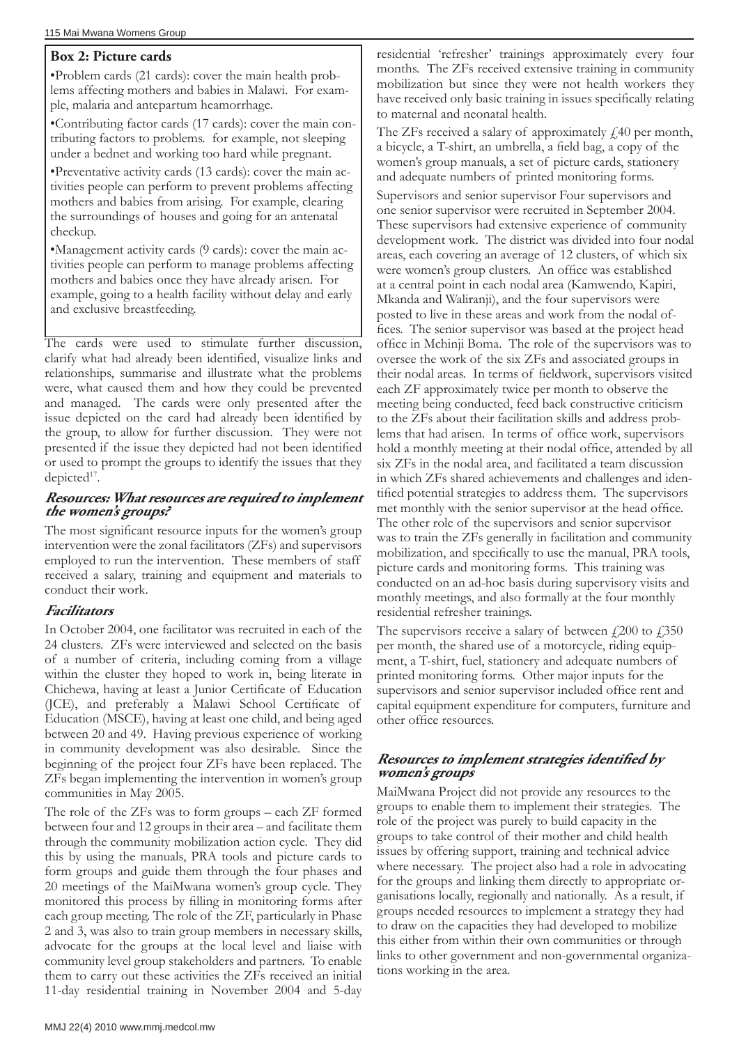### Box 2: Picture cards

- Problem cards (21 cards): cover the main health problems affecting mothers and babies in Malawi. For example, malaria and antepartum heamorrhage.
- Contributing factor cards (17 cards): cover the main contributing factors to problems. for example, not sleeping under a bednet and working too hard while pregnant.
- Preventative activity cards (13 cards): cover the main activities people can perform to prevent problems affecting mothers and babies from arising. For example, clearing the surroundings of houses and going for an antenatal checkup.
- Management activity cards (9 cards): cover the main activities people can perform to manage problems affecting mothers and babies once they have already arisen. For example, going to a health facility without delay and early and exclusive breastfeeding.

The cards were used to stimulate further discussion, clarify what had already been identified, visualize links and relationships, summarise and illustrate what the problems were, what caused them and how they could be prevented and managed. The cards were only presented after the issue depicted on the card had already been identified by the group, to allow for further discussion. They were not presented if the issue they depicted had not been identified or used to prompt the groups to identify the issues that they depicted[17].

### *Resources: What resources are required to implement the women's groups?*

The most significant resource inputs for the women's group intervention were the zonal facilitators (ZFs) and supervisors employed to run the intervention. These members of staff received a salary, training and equipment and materials to conduct their work.

### *Facilitators*

In October 2004, one facilitator was recruited in each of the 24 clusters. ZFs were interviewed and selected on the basis of a number of criteria, including coming from a village within the cluster they hoped to work in, being literate in Chichewa, having at least a Junior Certificate of Education (JCE), and preferably a Malawi School Certificate of Education (MSCE), having at least one child, and being aged between 20 and 49. Having previous experience of working in community development was also desirable. Since the beginning of the project four ZFs have been replaced. The ZFs began implementing the intervention in women's group communities in May 2005.

The role of the ZFs was to form groups – each ZF formed between four and 12 groups in their area – and facilitate them through the community mobilization action cycle. They did this by using the manuals, PRA tools and picture cards to form groups and guide them through the four phases and 20 meetings of the MaiMwana women's group cycle. They monitored this process by filling in monitoring forms after each group meeting. The role of the ZF, particularly in Phase 2 and 3, was also to train group members in necessary skills, advocate for the groups at the local level and liaise with community level group stakeholders and partners. To enable them to carry out these activities the ZFs received an initial 11-day residential training in November 2004 and 5-day residential 'refresher' trainings approximately every four months. The ZFs received extensive training in community mobilization but since they were not health workers they have received only basic training in issues specifically relating to maternal and neonatal health.

The ZFs received a salary of approximately £40 per month, a bicycle, a T-shirt, an umbrella, a field bag, a copy of the women's group manuals, a set of picture cards, stationery and adequate numbers of printed monitoring forms.

Supervisors and senior supervisor Four supervisors and one senior supervisor were recruited in September 2004. These supervisors had extensive experience of community development work. The district was divided into four nodal areas, each covering an average of 12 clusters, of which six were women's group clusters. An office was established at a central point in each nodal area (Kamwendo, Kapiri, Mkanda and Waliranji), and the four supervisors were posted to live in these areas and work from the nodal offices. The senior supervisor was based at the project head office in Mchinji Boma. The role of the supervisors was to oversee the work of the six ZFs and associated groups in their nodal areas. In terms of fieldwork, supervisors visited each ZF approximately twice per month to observe the meeting being conducted, feed back constructive criticism to the ZFs about their facilitation skills and address problems that had arisen. In terms of office work, supervisors hold a monthly meeting at their nodal office, attended by all six ZFs in the nodal area, and facilitated a team discussion in which ZFs shared achievements and challenges and identified potential strategies to address them. The supervisors met monthly with the senior supervisor at the head office. The other role of the supervisors and senior supervisor was to train the ZFs generally in facilitation and community mobilization, and specifically to use the manual, PRA tools, picture cards and monitoring forms. This training was conducted on an ad-hoc basis during supervisory visits and monthly meetings, and also formally at the four monthly residential refresher trainings.

The supervisors receive a salary of between £200 to £350 per month, the shared use of a motorcycle, riding equipment, a T-shirt, fuel, stationery and adequate numbers of printed monitoring forms. Other major inputs for the supervisors and senior supervisor included office rent and capital equipment expenditure for computers, furniture and other office resources.

### *Resources to implement strategies identified by women's groups*

MaiMwana Project did not provide any resources to the groups to enable them to implement their strategies. The role of the project was purely to build capacity in the groups to take control of their mother and child health issues by offering support, training and technical advice where necessary. The project also had a role in advocating for the groups and linking them directly to appropriate organisations locally, regionally and nationally. As a result, if groups needed resources to implement a strategy they had to draw on the capacities they had developed to mobilize this either from within their own communities or through links to other government and non-governmental organizations working in the area.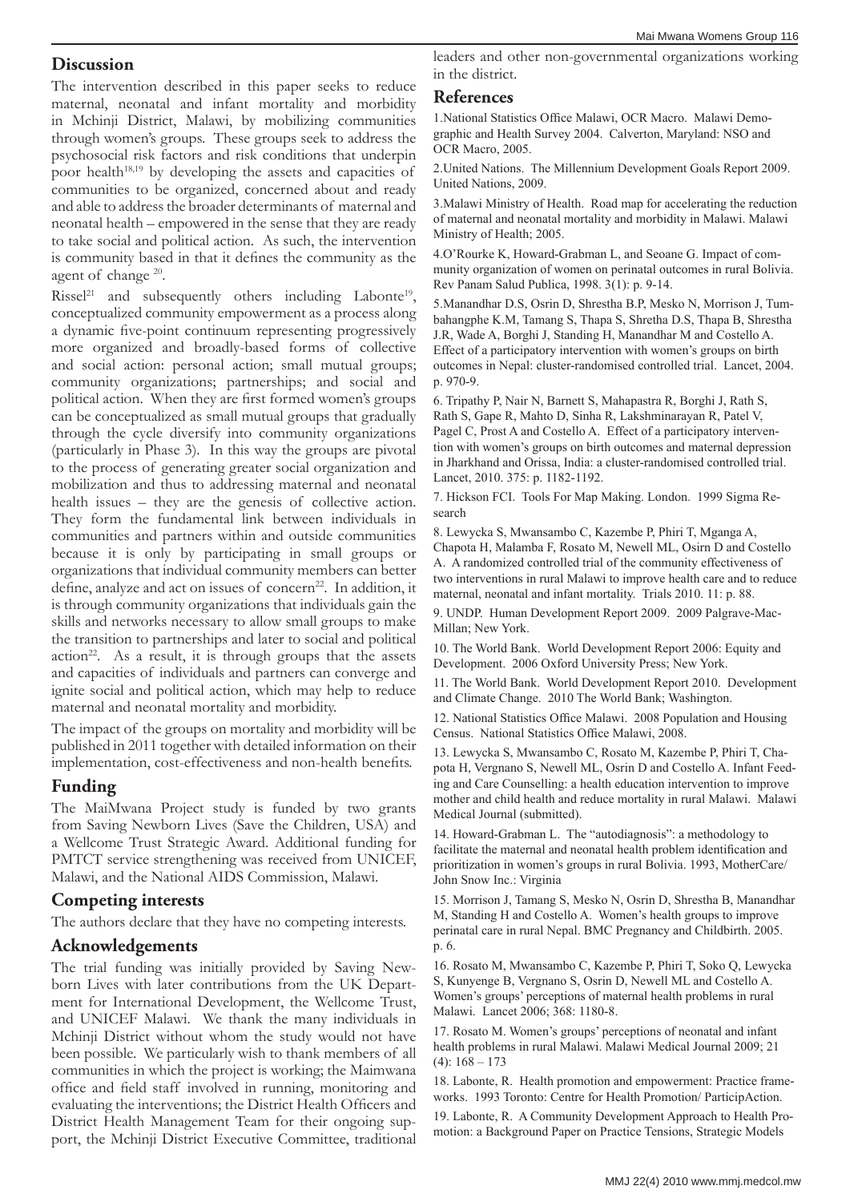## Discussion

The intervention described in this paper seeks to reduce maternal, neonatal and infant mortality and morbidity in Mchinji District, Malawi, by mobilizing communities through women's groups. These groups seek to address the psychosocial risk factors and risk conditions that underpin poor health[18,19] by developing the assets and capacities of communities to be organized, concerned about and ready and able to address the broader determinants of maternal and neonatal health – empowered in the sense that they are ready to take social and political action. As such, the intervention is community based in that it defines the community as the agent of change [20].

Rissel[21] and subsequently others including Labonte[19], conceptualized community empowerment as a process along a dynamic five-point continuum representing progressively more organized and broadly-based forms of collective and social action: personal action; small mutual groups; community organizations; partnerships; and social and political action. When they are first formed women's groups can be conceptualized as small mutual groups that gradually through the cycle diversify into community organizations (particularly in Phase 3). In this way the groups are pivotal to the process of generating greater social organization and mobilization and thus to addressing maternal and neonatal health issues – they are the genesis of collective action. They form the fundamental link between individuals in communities and partners within and outside communities because it is only by participating in small groups or organizations that individual community members can better define, analyze and act on issues of concern[22]. In addition, it is through community organizations that individuals gain the skills and networks necessary to allow small groups to make the transition to partnerships and later to social and political action[22]. As a result, it is through groups that the assets and capacities of individuals and partners can converge and ignite social and political action, which may help to reduce maternal and neonatal mortality and morbidity.

The impact of the groups on mortality and morbidity will be published in 2011 together with detailed information on their implementation, cost-effectiveness and non-health benefits.

## Funding

The MaiMwana Project study is funded by two grants from Saving Newborn Lives (Save the Children, USA) and a Wellcome Trust Strategic Award. Additional funding for PMTCT service strengthening was received from UNICEF, Malawi, and the National AIDS Commission, Malawi.

## Competing interests

The authors declare that they have no competing interests.

## Acknowledgements

The trial funding was initially provided by Saving Newborn Lives with later contributions from the UK Department for International Development, the Wellcome Trust, and UNICEF Malawi. We thank the many individuals in Mchinji District without whom the study would not have been possible. We particularly wish to thank members of all communities in which the project is working; the Maimwana office and field staff involved in running, monitoring and evaluating the interventions; the District Health Officers and District Health Management Team for their ongoing support, the Mchinji District Executive Committee, traditional leaders and other non-governmental organizations working in the district.

## References

1.National Statistics Office Malawi, OCR Macro. Malawi Demographic and Health Survey 2004. Calverton, Maryland: NSO and OCR Macro, 2005.

2.United Nations. The Millennium Development Goals Report 2009. United Nations, 2009.

3.Malawi Ministry of Health. Road map for accelerating the reduction of maternal and neonatal mortality and morbidity in Malawi. Malawi Ministry of Health; 2005.

4.O'Rourke K, Howard-Grabman L, and Seoane G. Impact of community organization of women on perinatal outcomes in rural Bolivia. Rev Panam Salud Publica, 1998. 3(1): p. 9-14.

5.Manandhar D.S, Osrin D, Shrestha B.P, Mesko N, Morrison J, Tumbahangphe K.M, Tamang S, Thapa S, Shretha D.S, Thapa B, Shrestha J.R, Wade A, Borghi J, Standing H, Manandhar M and Costello A. Effect of a participatory intervention with women's groups on birth outcomes in Nepal: cluster-randomised controlled trial. Lancet, 2004. p. 970-9.

6. Tripathy P, Nair N, Barnett S, Mahapastra R, Borghi J, Rath S, Rath S, Gape R, Mahto D, Sinha R, Lakshminarayan R, Patel V, Pagel C, Prost A and Costello A. Effect of a participatory intervention with women's groups on birth outcomes and maternal depression in Jharkhand and Orissa, India: a cluster-randomised controlled trial. Lancet, 2010. 375: p. 1182-1192.

7. Hickson FCI. Tools For Map Making. London. 1999 Sigma Research

8. Lewycka S, Mwansambo C, Kazembe P, Phiri T, Mganga A, Chapota H, Malamba F, Rosato M, Newell ML, Osirn D and Costello A. A randomized controlled trial of the community effectiveness of two interventions in rural Malawi to improve health care and to reduce maternal, neonatal and infant mortality. Trials 2010. 11: p. 88.

9. UNDP. Human Development Report 2009. 2009 Palgrave-MacMillan; New York.

10. The World Bank. World Development Report 2006: Equity and Development. 2006 Oxford University Press; New York.

11. The World Bank. World Development Report 2010. Development and Climate Change. 2010 The World Bank; Washington.

12. National Statistics Office Malawi. 2008 Population and Housing Census. National Statistics Office Malawi, 2008.

13. Lewycka S, Mwansambo C, Rosato M, Kazembe P, Phiri T, Chapota H, Vergnano S, Newell ML, Osrin D and Costello A. Infant Feeding and Care Counselling: a health education intervention to improve mother and child health and reduce mortality in rural Malawi. Malawi Medical Journal (submitted).

14. Howard-Grabman L. The "autodiagnosis": a methodology to facilitate the maternal and neonatal health problem identification and prioritization in women's groups in rural Bolivia. 1993, MotherCare/ John Snow Inc.: Virginia

15. Morrison J, Tamang S, Mesko N, Osrin D, Shrestha B, Manandhar M, Standing H and Costello A. Women's health groups to improve perinatal care in rural Nepal. BMC Pregnancy and Childbirth. 2005. p. 6.

16. Rosato M, Mwansambo C, Kazembe P, Phiri T, Soko Q, Lewycka S, Kunyenge B, Vergnano S, Osrin D, Newell ML and Costello A. Women's groups' perceptions of maternal health problems in rural Malawi. Lancet 2006; 368: 1180-8.

17. Rosato M. Women's groups' perceptions of neonatal and infant health problems in rural Malawi. Malawi Medical Journal 2009; 21 (4): 168 – 173

18. Labonte, R. Health promotion and empowerment: Practice frameworks. 1993 Toronto: Centre for Health Promotion/ ParticipAction.

19. Labonte, R. A Community Development Approach to Health Promotion: a Background Paper on Practice Tensions, Strategic Models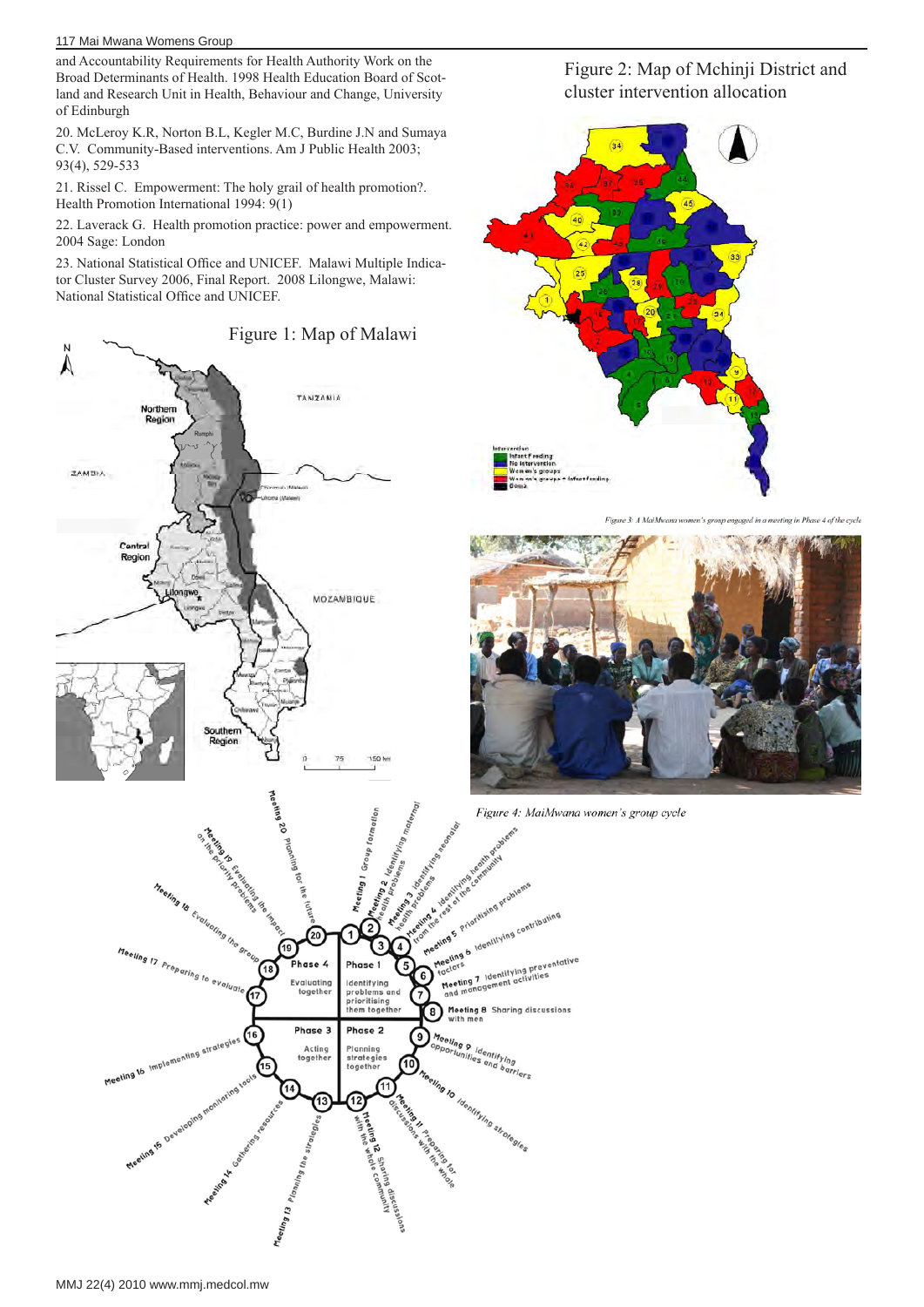and Accountability Requirements for Health Authority Work on the Broad Determinants of Health. 1998 Health Education Board of Scotland and Research Unit in Health, Behaviour and Change, University of Edinburgh

20. McLeroy K.R, Norton B.L, Kegler M.C, Burdine J.N and Sumaya C.V. Community-Based interventions. Am J Public Health 2003; 93(4), 529-533

21. Rissel C. Empowerment: The holy grail of health promotion?. Health Promotion International 1994: 9(1)

22. Laverack G. Health promotion practice: power and empowerment. 2004 Sage: London

23. National Statistical Office and UNICEF. Malawi Multiple Indicator Cluster Survey 2006, Final Report. 2008 Lilongwe, Malawi: National Statistical Office and UNICEF.

Figure 1: Map of Malawi

Figure 2: Map of Mchinji District and cluster intervention allocation

Figure 3: A MaiMwana women's group engaged in a meeting in Phase 4 of the cycle

Figure 4: MaiMwana women's group cycle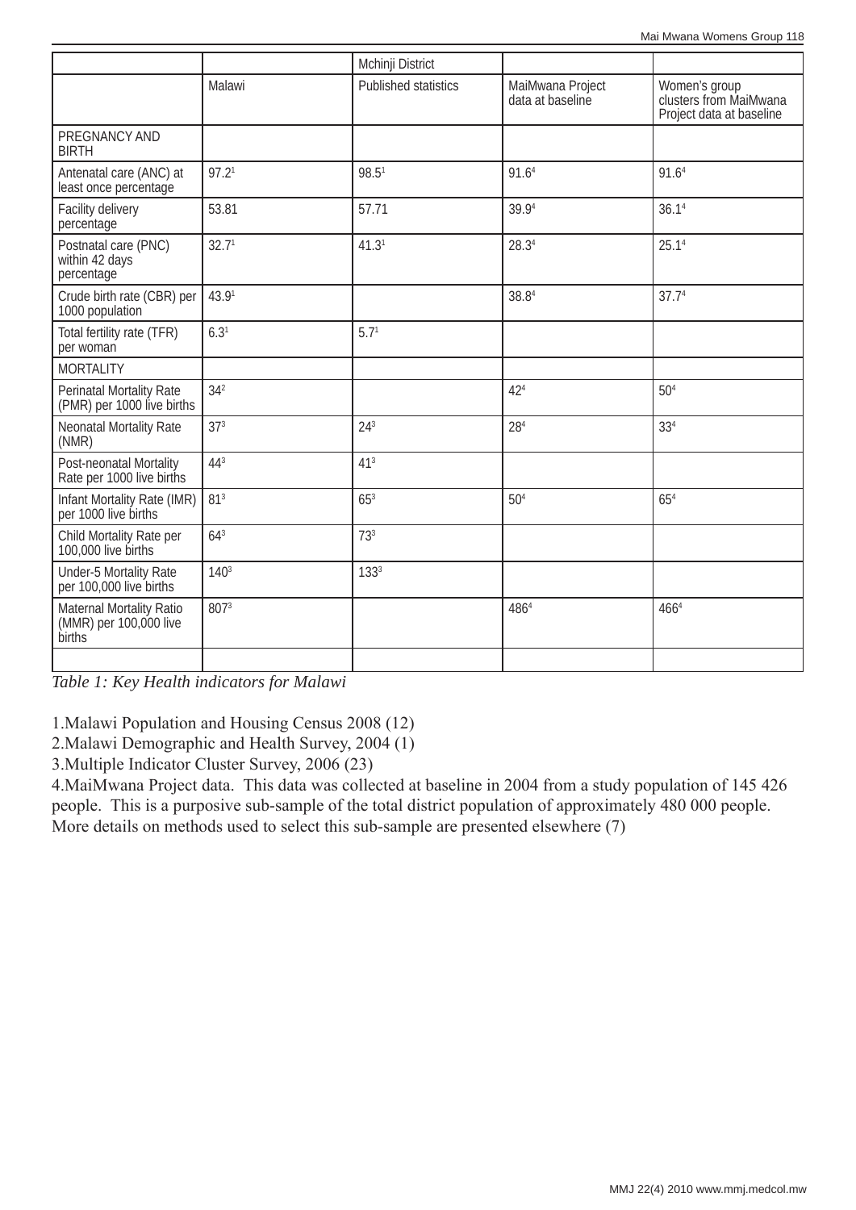|  |  | Mchinji District |  |  |
|---|---|---|---|---|
|  | Malawi | Published statistics | MaiMwana Project data at baseline | Women's group clusters from MaiMwana Project data at baseline |
| PREGNANCY AND BIRTH |  |  |  |  |
| Antenatal care (ANC) at least once percentage | 97.2[1] | 98.5[1] | 91.6[4] | 91.6[4] |
| Facility delivery percentage | 53.81 | 57.71 | 39.9[4] | 36.1[4] |
| Postnatal care (PNC) within 42 days percentage | 32.7[1] | 41.3[1] | 28.3[4] | 25.1[4] |
| Crude birth rate (CBR) per 1000 population | 43.9[1] |  | 38.8[4] | 37.7[4] |
| Total fertility rate (TFR) per woman | 6.3[1] | 5.7[1] |  |  |
| MORTALITY |  |  |  |  |
| Perinatal Mortality Rate (PMR) per 1000 live births | 34[2] |  | 42[4] | 50[4] |
| Neonatal Mortality Rate (NMR) | 37[3] | 24[3] | 28[4] | 33[4] |
| Post-neonatal Mortality Rate per 1000 live births | 44[3] | 41[3] |  |  |
| Infant Mortality Rate (IMR) per 1000 live births | 81[3] | 65[3] | 50[4] | 65[4] |
| Child Mortality Rate per 100,000 live births | 64[3] | 73[3] |  |  |
| Under-5 Mortality Rate per 100,000 live births | 140[3] | 133[3] |  |  |
| Maternal Mortality Ratio (MMR) per 100,000 live births | 807[3] |  | 486[4] | 466[4] |
|  |  |  |  |  |

*Table 1: Key Health indicators for Malawi*

1.Malawi Population and Housing Census 2008 (12)
2.Malawi Demographic and Health Survey, 2004 (1)
3.Multiple Indicator Cluster Survey, 2006 (23)
4.MaiMwana Project data. This data was collected at baseline in 2004 from a study population of 145 426 people. This is a purposive sub-sample of the total district population of approximately 480 000 people. More details on methods used to select this sub-sample are presented elsewhere (7)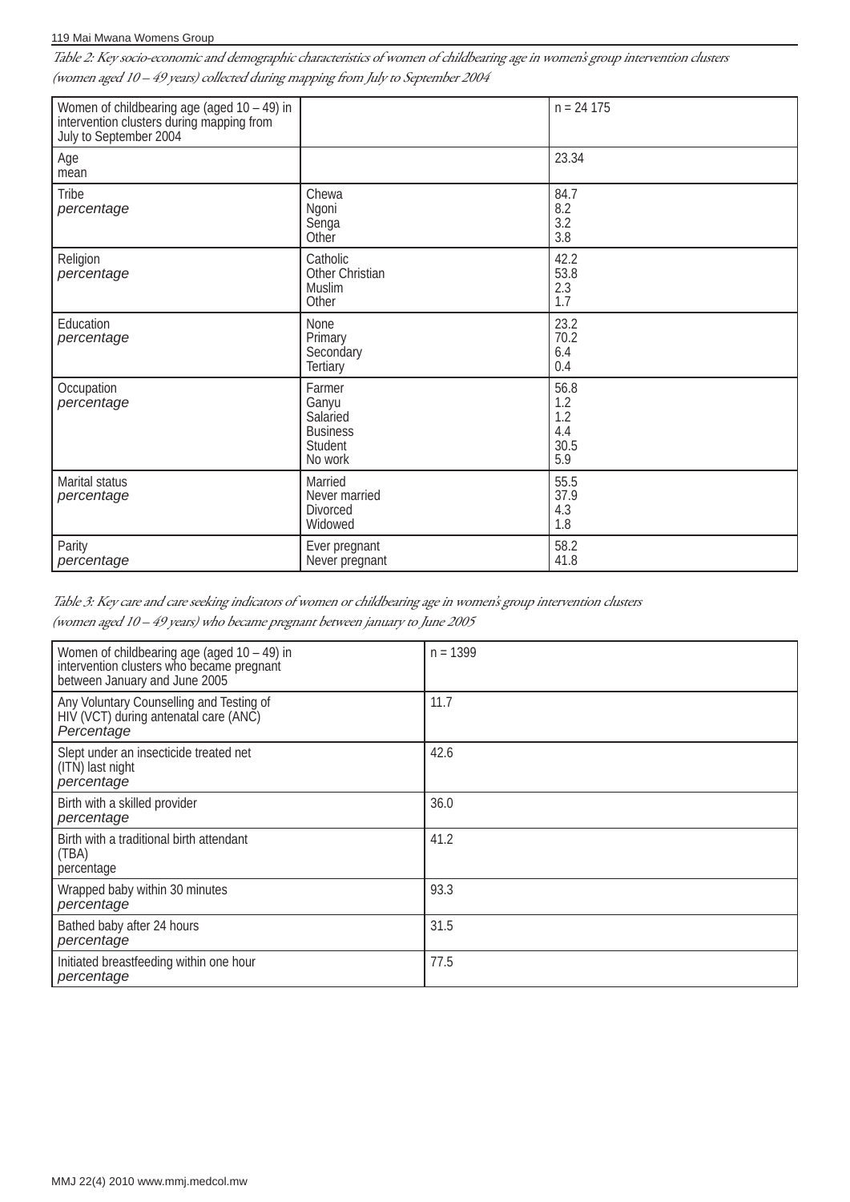*Table 2: Key socio-economic and demographic characteristics of women of childbearing age in women's group intervention clusters (women aged 10 – 49 years) collected during mapping from July to September 2004*

| | | |
|---|---|---|
| Women of childbearing age (aged 10 – 49) in intervention clusters during mapping from July to September 2004 | | n = 24 175 |
| Age<br>mean | | 23.34 |
| Tribe<br>*percentage* | Chewa<br>Ngoni<br>Senga<br>Other | 84.7<br>8.2<br>3.2<br>3.8 |
| Religion<br>*percentage* | Catholic<br>Other Christian<br>Muslim<br>Other | 42.2<br>53.8<br>2.3<br>1.7 |
| Education<br>*percentage* | None<br>Primary<br>Secondary<br>Tertiary | 23.2<br>70.2<br>6.4<br>0.4 |
| Occupation<br>*percentage* | Farmer<br>Ganyu<br>Salaried<br>Business<br>Student<br>No work | 56.8<br>1.2<br>1.2<br>4.4<br>30.5<br>5.9 |
| Marital status<br>*percentage* | Married<br>Never married<br>Divorced<br>Widowed | 55.5<br>37.9<br>4.3<br>1.8 |
| Parity<br>*percentage* | Ever pregnant<br>Never pregnant | 58.2<br>41.8 |

*Table 3: Key care and care seeking indicators of women or childbearing age in women's group intervention clusters (women aged 10 – 49 years) who became pregnant between january to June 2005*

| | |
|---|---|
| Women of childbearing age (aged 10 – 49) in intervention clusters who became pregnant between January and June 2005 | n = 1399 |
| Any Voluntary Counselling and Testing of HIV (VCT) during antenatal care (ANC)<br>*Percentage* | 11.7 |
| Slept under an insecticide treated net (ITN) last night<br>*percentage* | 42.6 |
| Birth with a skilled provider<br>*percentage* | 36.0 |
| Birth with a traditional birth attendant (TBA)<br>percentage | 41.2 |
| Wrapped baby within 30 minutes<br>*percentage* | 93.3 |
| Bathed baby after 24 hours<br>*percentage* | 31.5 |
| Initiated breastfeeding within one hour<br>*percentage* | 77.5 |